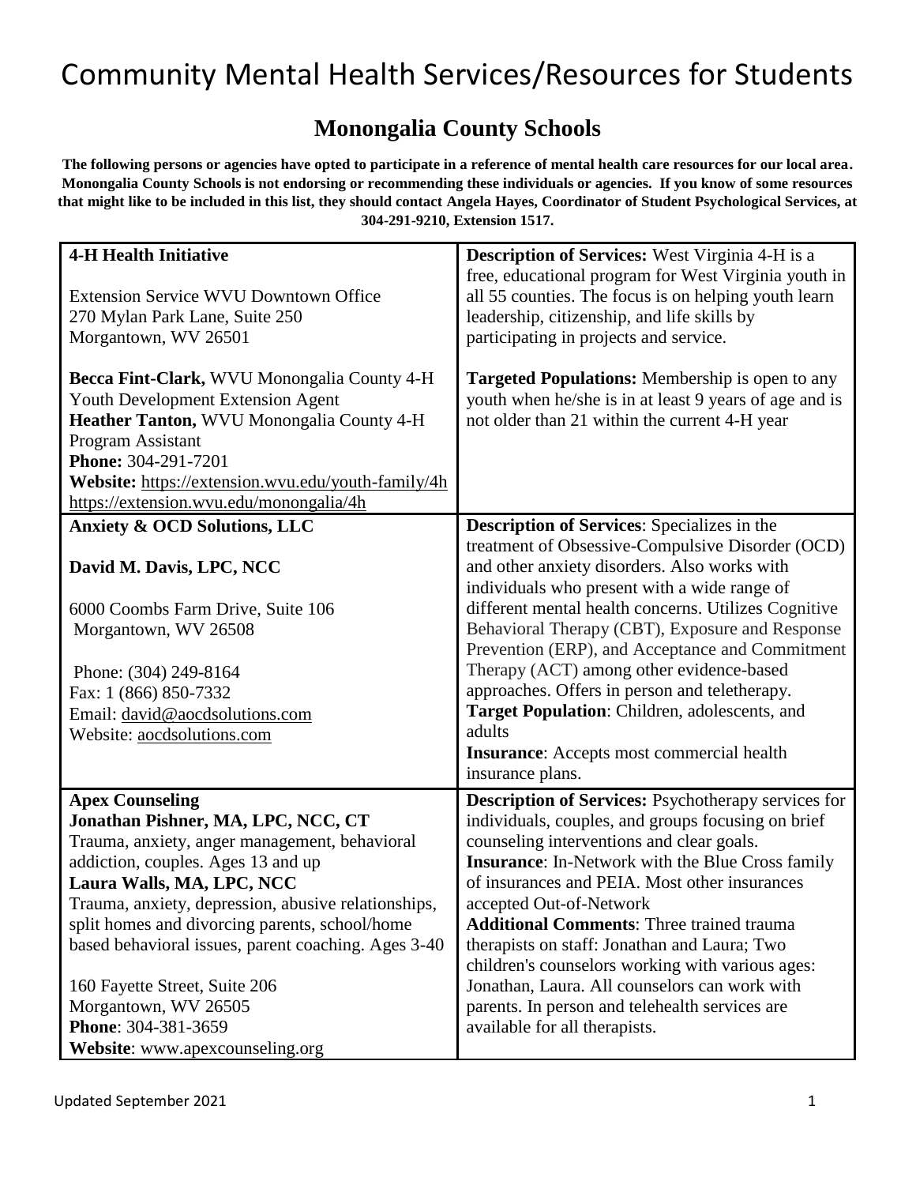# Community Mental Health Services/Resources for Students

## Monongalia County Schools

**The following persons or agencies have opted to participate in a reference of mental health care resources for our local area. Monongalia County Schools is not endorsing or recommending these individuals or agencies. If you know of some resources that might like to be included in this list, they should contact Angela Hayes, Coordinator of Student Psychological Services, at 304-291-9210, Extension 1517.**

| | |
|---|---|
| **4-H Health Initiative**<br><br>Extension Service WVU Downtown Office<br>270 Mylan Park Lane, Suite 250<br>Morgantown, WV 26501<br><br>**Becca Fint-Clark,** WVU Monongalia County 4-H Youth Development Extension Agent<br>**Heather Tanton,** WVU Monongalia County 4-H Program Assistant<br>**Phone:** 304-291-7201<br>**Website:** https://extension.wvu.edu/youth-family/4h<br>https://extension.wvu.edu/monongalia/4h | **Description of Services:** West Virginia 4-H is a free, educational program for West Virginia youth in all 55 counties. The focus is on helping youth learn leadership, citizenship, and life skills by participating in projects and service.<br><br>**Targeted Populations:** Membership is open to any youth when he/she is in at least 9 years of age and is not older than 21 within the current 4-H year |
| **Anxiety & OCD Solutions, LLC**<br><br>**David M. Davis, LPC, NCC**<br><br>6000 Coombs Farm Drive, Suite 106<br>Morgantown, WV 26508<br><br>Phone: (304) 249-8164<br>Fax: 1 (866) 850-7332<br>Email: david@aocdsolutions.com<br>Website: aocdsolutions.com | **Description of Services**: Specializes in the treatment of Obsessive-Compulsive Disorder (OCD) and other anxiety disorders. Also works with individuals who present with a wide range of different mental health concerns. Utilizes Cognitive Behavioral Therapy (CBT), Exposure and Response Prevention (ERP), and Acceptance and Commitment Therapy (ACT) among other evidence-based approaches. Offers in person and teletherapy.<br>**Target Population**: Children, adolescents, and adults<br>**Insurance**: Accepts most commercial health insurance plans. |
| **Apex Counseling**<br>**Jonathan Pishner, MA, LPC, NCC, CT**<br>Trauma, anxiety, anger management, behavioral addiction, couples. Ages 13 and up<br>**Laura Walls, MA, LPC, NCC**<br>Trauma, anxiety, depression, abusive relationships, split homes and divorcing parents, school/home based behavioral issues, parent coaching. Ages 3-40<br><br>160 Fayette Street, Suite 206<br>Morgantown, WV 26505<br>**Phone**: 304-381-3659<br>**Website**: www.apexcounseling.org | **Description of Services:** Psychotherapy services for individuals, couples, and groups focusing on brief counseling interventions and clear goals.<br>**Insurance**: In-Network with the Blue Cross family of insurances and PEIA. Most other insurances accepted Out-of-Network<br>**Additional Comments**: Three trained trauma therapists on staff: Jonathan and Laura; Two children's counselors working with various ages: Jonathan, Laura. All counselors can work with parents. In person and telehealth services are available for all therapists. |

Updated September 2021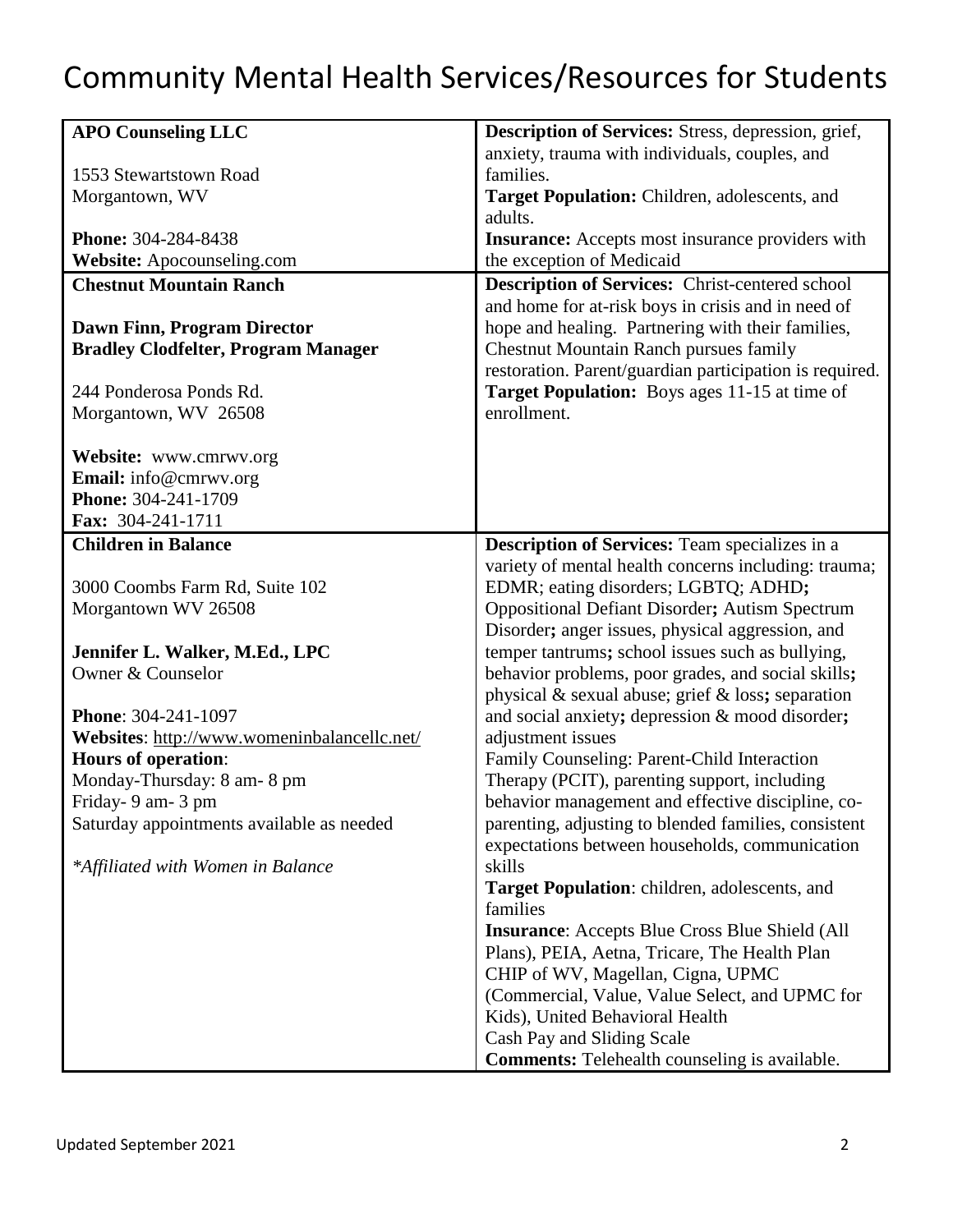# Community Mental Health Services/Resources for Students

| | |
|---|---|
| **APO Counseling LLC**<br><br>1553 Stewartstown Road<br>Morgantown, WV<br><br>**Phone:** 304-284-8438<br>**Website:** Apocounseling.com | **Description of Services:** Stress, depression, grief, anxiety, trauma with individuals, couples, and families.<br>**Target Population:** Children, adolescents, and adults.<br>**Insurance:** Accepts most insurance providers with the exception of Medicaid |
| **Chestnut Mountain Ranch**<br><br>**Dawn Finn, Program Director**<br>**Bradley Clodfelter, Program Manager**<br><br>244 Ponderosa Ponds Rd.<br>Morgantown, WV 26508<br><br>**Website:** www.cmrwv.org<br>**Email:** info@cmrwv.org<br>**Phone:** 304-241-1709<br>**Fax:** 304-241-1711 | **Description of Services:** Christ-centered school and home for at-risk boys in crisis and in need of hope and healing. Partnering with their families, Chestnut Mountain Ranch pursues family restoration. Parent/guardian participation is required.<br>**Target Population:** Boys ages 11-15 at time of enrollment. |
| **Children in Balance**<br><br>3000 Coombs Farm Rd, Suite 102<br>Morgantown WV 26508<br><br>**Jennifer L. Walker, M.Ed., LPC**<br>Owner & Counselor<br><br>**Phone**: 304-241-1097<br>**Websites**: http://www.womeninbalancellc.net/<br>**Hours of operation**:<br>Monday-Thursday: 8 am- 8 pm<br>Friday- 9 am- 3 pm<br>Saturday appointments available as needed<br><br>*\*Affiliated with Women in Balance* | **Description of Services:** Team specializes in a variety of mental health concerns including: trauma; EDMR; eating disorders; LGBTQ; ADHD**;** Oppositional Defiant Disorder**;** Autism Spectrum Disorder**;** anger issues, physical aggression, and temper tantrums**;** school issues such as bullying, behavior problems, poor grades, and social skills**;** physical & sexual abuse; grief & loss**;** separation and social anxiety**;** depression & mood disorder**;** adjustment issues<br>Family Counseling: Parent-Child Interaction Therapy (PCIT), parenting support, including behavior management and effective discipline, co-parenting, adjusting to blended families, consistent expectations between households, communication skills<br>**Target Population**: children, adolescents, and families<br>**Insurance**: Accepts Blue Cross Blue Shield (All Plans), PEIA, Aetna, Tricare, The Health Plan CHIP of WV, Magellan, Cigna, UPMC (Commercial, Value, Value Select, and UPMC for Kids), United Behavioral Health<br>Cash Pay and Sliding Scale<br>**Comments:** Telehealth counseling is available. |

Updated September 2021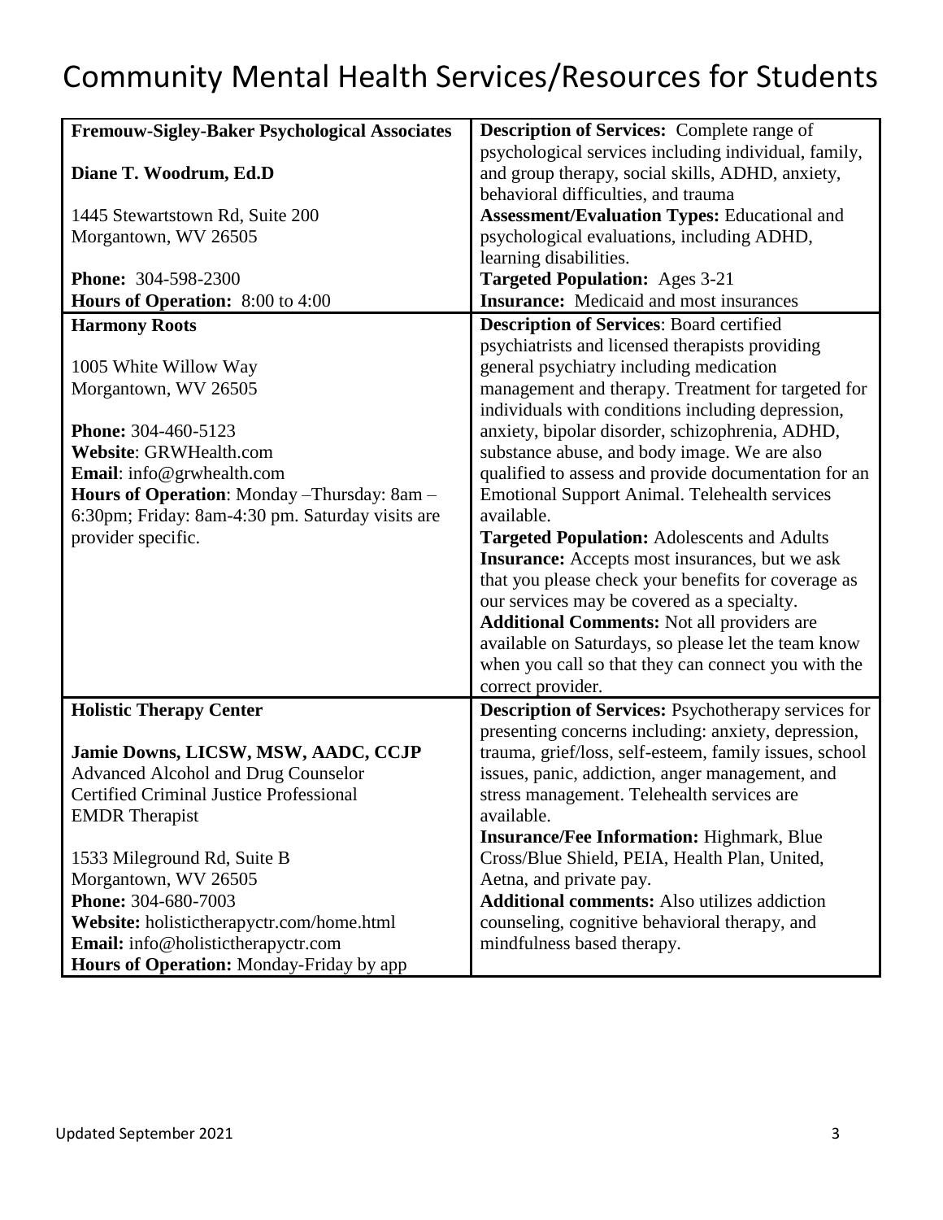# Community Mental Health Services/Resources for Students

| | |
|---|---|
| **Fremouw-Sigley-Baker Psychological Associates**<br><br>**Diane T. Woodrum, Ed.D**<br><br>1445 Stewartstown Rd, Suite 200<br>Morgantown, WV 26505<br><br>**Phone:** 304-598-2300<br>**Hours of Operation:** 8:00 to 4:00 | **Description of Services:** Complete range of psychological services including individual, family, and group therapy, social skills, ADHD, anxiety, behavioral difficulties, and trauma<br>**Assessment/Evaluation Types:** Educational and psychological evaluations, including ADHD, learning disabilities.<br>**Targeted Population:** Ages 3-21<br>**Insurance:** Medicaid and most insurances |
| **Harmony Roots**<br><br>1005 White Willow Way<br>Morgantown, WV 26505<br><br>**Phone:** 304-460-5123<br>**Website**: GRWHealth.com<br>**Email**: info@grwhealth.com<br>**Hours of Operation**: Monday –Thursday: 8am – 6:30pm; Friday: 8am-4:30 pm. Saturday visits are provider specific. | **Description of Services**: Board certified psychiatrists and licensed therapists providing general psychiatry including medication management and therapy. Treatment for targeted for individuals with conditions including depression, anxiety, bipolar disorder, schizophrenia, ADHD, substance abuse, and body image. We are also qualified to assess and provide documentation for an Emotional Support Animal. Telehealth services available.<br>**Targeted Population:** Adolescents and Adults<br>**Insurance:** Accepts most insurances, but we ask that you please check your benefits for coverage as our services may be covered as a specialty.<br>**Additional Comments:** Not all providers are available on Saturdays, so please let the team know when you call so that they can connect you with the correct provider. |
| **Holistic Therapy Center**<br><br>**Jamie Downs, LICSW, MSW, AADC, CCJP**<br>Advanced Alcohol and Drug Counselor<br>Certified Criminal Justice Professional<br>EMDR Therapist<br><br>1533 Mileground Rd, Suite B<br>Morgantown, WV 26505<br>**Phone:** 304-680-7003<br>**Website:** holistictherapyctr.com/home.html<br>**Email:** info@holistictherapyctr.com<br>**Hours of Operation:** Monday-Friday by app | **Description of Services:** Psychotherapy services for presenting concerns including: anxiety, depression, trauma, grief/loss, self-esteem, family issues, school issues, panic, addiction, anger management, and stress management. Telehealth services are available.<br>**Insurance/Fee Information:** Highmark, Blue Cross/Blue Shield, PEIA, Health Plan, United, Aetna, and private pay.<br>**Additional comments:** Also utilizes addiction counseling, cognitive behavioral therapy, and mindfulness based therapy. |

Updated September 2021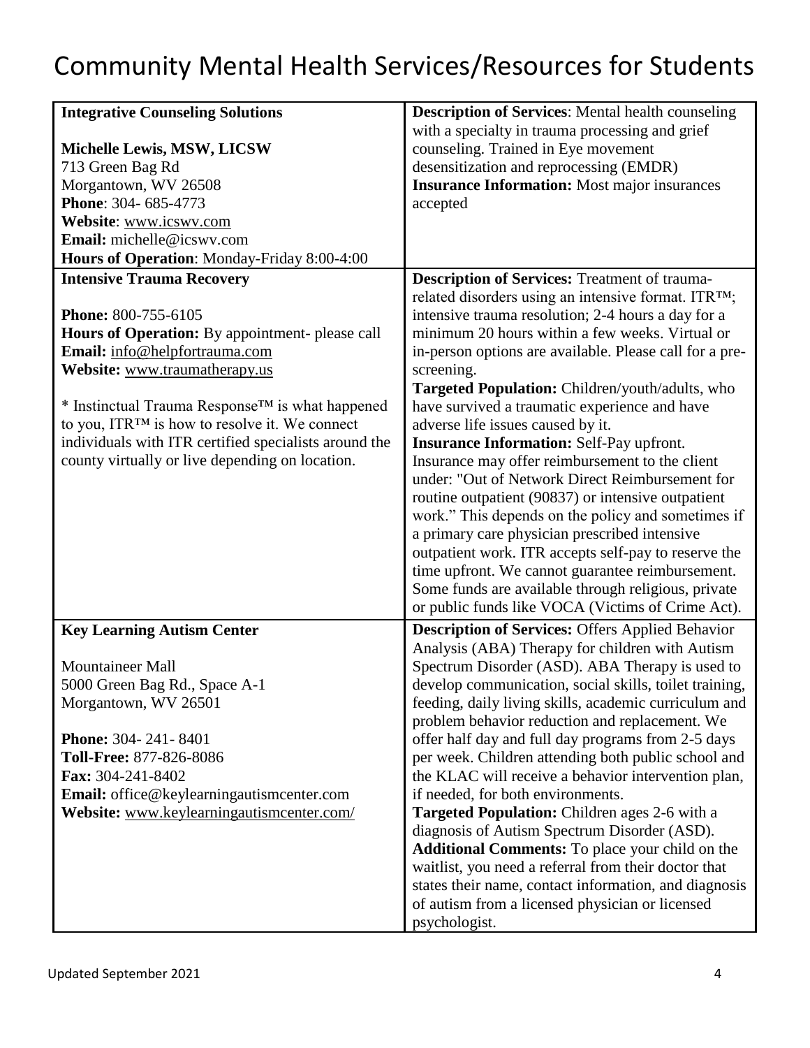# Community Mental Health Services/Resources for Students

| | |
|---|---|
| **Integrative Counseling Solutions**<br><br>**Michelle Lewis, MSW, LICSW**<br>713 Green Bag Rd<br>Morgantown, WV 26508<br>**Phone**: 304- 685-4773<br>**Website**: www.icswv.com<br>**Email:** michelle@icswv.com<br>**Hours of Operation**: Monday-Friday 8:00-4:00 | **Description of Services**: Mental health counseling with a specialty in trauma processing and grief counseling. Trained in Eye movement desensitization and reprocessing (EMDR)<br>**Insurance Information:** Most major insurances accepted |
| **Intensive Trauma Recovery**<br><br>**Phone:** 800-755-6105<br>**Hours of Operation:** By appointment- please call<br>**Email:** info@helpfortrauma.com<br>**Website:** www.traumatherapy.us<br><br>* Instinctual Trauma Response™ is what happened to you, ITR™ is how to resolve it. We connect individuals with ITR certified specialists around the county virtually or live depending on location. | **Description of Services:** Treatment of trauma-related disorders using an intensive format. ITR™; intensive trauma resolution; 2-4 hours a day for a minimum 20 hours within a few weeks. Virtual or in-person options are available. Please call for a pre-screening.<br>**Targeted Population:** Children/youth/adults, who have survived a traumatic experience and have adverse life issues caused by it.<br>**Insurance Information:** Self-Pay upfront. Insurance may offer reimbursement to the client under: "Out of Network Direct Reimbursement for routine outpatient (90837) or intensive outpatient work." This depends on the policy and sometimes if a primary care physician prescribed intensive outpatient work. ITR accepts self-pay to reserve the time upfront. We cannot guarantee reimbursement. Some funds are available through religious, private or public funds like VOCA (Victims of Crime Act). |
| **Key Learning Autism Center**<br><br>Mountaineer Mall<br>5000 Green Bag Rd., Space A-1<br>Morgantown, WV 26501<br><br>**Phone:** 304- 241- 8401<br>**Toll-Free:** 877-826-8086<br>**Fax:** 304-241-8402<br>**Email:** office@keylearningautismcenter.com<br>**Website:** www.keylearningautismcenter.com/ | **Description of Services:** Offers Applied Behavior Analysis (ABA) Therapy for children with Autism Spectrum Disorder (ASD). ABA Therapy is used to develop communication, social skills, toilet training, feeding, daily living skills, academic curriculum and problem behavior reduction and replacement. We offer half day and full day programs from 2-5 days per week. Children attending both public school and the KLAC will receive a behavior intervention plan, if needed, for both environments.<br>**Targeted Population:** Children ages 2-6 with a diagnosis of Autism Spectrum Disorder (ASD).<br>**Additional Comments:** To place your child on the waitlist, you need a referral from their doctor that states their name, contact information, and diagnosis of autism from a licensed physician or licensed psychologist. |

Updated September 2021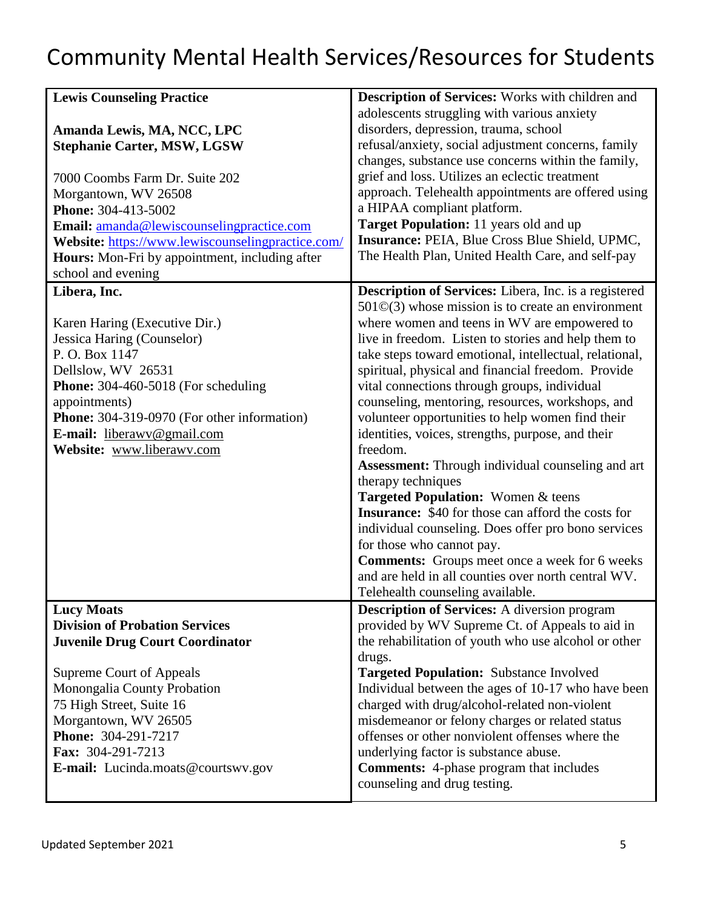# Community Mental Health Services/Resources for Students

| **Lewis Counseling Practice**<br><br>**Amanda Lewis, MA, NCC, LPC**<br>**Stephanie Carter, MSW, LGSW**<br><br>7000 Coombs Farm Dr. Suite 202<br>Morgantown, WV 26508<br>**Phone:** 304-413-5002<br>**Email:** amanda@lewiscounselingpractice.com<br>**Website:** https://www.lewiscounselingpractice.com/<br>**Hours:** Mon-Fri by appointment, including after school and evening | **Description of Services:** Works with children and adolescents struggling with various anxiety disorders, depression, trauma, school refusal/anxiety, social adjustment concerns, family changes, substance use concerns within the family, grief and loss. Utilizes an eclectic treatment approach. Telehealth appointments are offered using a HIPAA compliant platform.<br>**Target Population:** 11 years old and up<br>**Insurance:** PEIA, Blue Cross Blue Shield, UPMC, The Health Plan, United Health Care, and self-pay |
|---|---|
| **Libera, Inc.**<br><br>Karen Haring (Executive Dir.)<br>Jessica Haring (Counselor)<br>P. O. Box 1147<br>Dellslow, WV 26531<br>**Phone:** 304-460-5018 (For scheduling appointments)<br>**Phone:** 304-319-0970 (For other information)<br>**E-mail:** liberawv@gmail.com<br>**Website:** www.liberawv.com | **Description of Services:** Libera, Inc. is a registered 501©(3) whose mission is to create an environment where women and teens in WV are empowered to live in freedom. Listen to stories and help them to take steps toward emotional, intellectual, relational, spiritual, physical and financial freedom. Provide vital connections through groups, individual counseling, mentoring, resources, workshops, and volunteer opportunities to help women find their identities, voices, strengths, purpose, and their freedom.<br>**Assessment:** Through individual counseling and art therapy techniques<br>**Targeted Population:** Women & teens<br>**Insurance:** $40 for those can afford the costs for individual counseling. Does offer pro bono services for those who cannot pay.<br>**Comments:** Groups meet once a week for 6 weeks and are held in all counties over north central WV. Telehealth counseling available. |
| **Lucy Moats**<br>**Division of Probation Services**<br>**Juvenile Drug Court Coordinator**<br><br>Supreme Court of Appeals<br>Monongalia County Probation<br>75 High Street, Suite 16<br>Morgantown, WV 26505<br>**Phone:** 304-291-7217<br>**Fax:** 304-291-7213<br>**E-mail:** Lucinda.moats@courtswv.gov | **Description of Services:** A diversion program provided by WV Supreme Ct. of Appeals to aid in the rehabilitation of youth who use alcohol or other drugs.<br>**Targeted Population:** Substance Involved Individual between the ages of 10-17 who have been charged with drug/alcohol-related non-violent misdemeanor or felony charges or related status offenses or other nonviolent offenses where the underlying factor is substance abuse.<br>**Comments:** 4-phase program that includes counseling and drug testing. |

Updated September 2021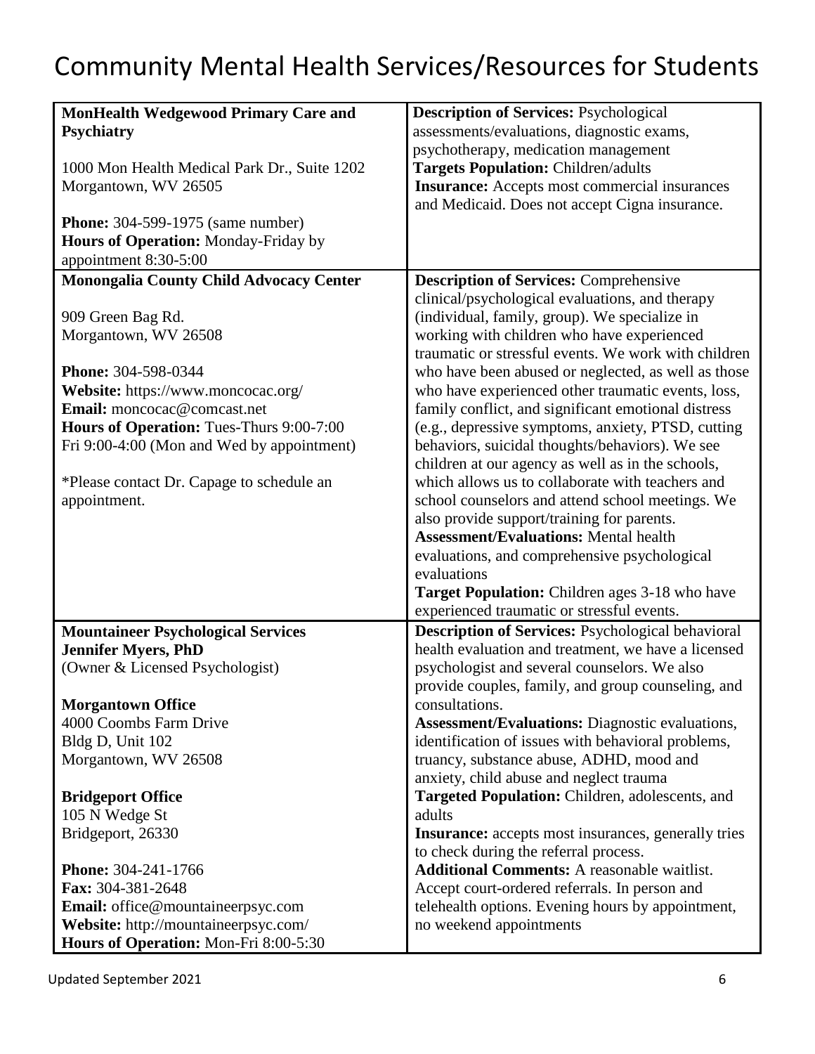# Community Mental Health Services/Resources for Students

| | |
|---|---|
| **MonHealth Wedgewood Primary Care and Psychiatry**<br><br>1000 Mon Health Medical Park Dr., Suite 1202<br>Morgantown, WV 26505<br><br>**Phone:** 304-599-1975 (same number)<br>**Hours of Operation:** Monday-Friday by appointment 8:30-5:00 | **Description of Services:** Psychological assessments/evaluations, diagnostic exams, psychotherapy, medication management<br>**Targets Population:** Children/adults<br>**Insurance:** Accepts most commercial insurances and Medicaid. Does not accept Cigna insurance. |
| **Monongalia County Child Advocacy Center**<br><br>909 Green Bag Rd.<br>Morgantown, WV 26508<br><br>**Phone:** 304-598-0344<br>**Website:** https://www.moncocac.org/<br>**Email:** moncocac@comcast.net<br>**Hours of Operation:** Tues-Thurs 9:00-7:00<br>Fri 9:00-4:00 (Mon and Wed by appointment)<br><br>*Please contact Dr. Capage to schedule an appointment. | **Description of Services:** Comprehensive clinical/psychological evaluations, and therapy (individual, family, group). We specialize in working with children who have experienced traumatic or stressful events. We work with children who have been abused or neglected, as well as those who have experienced other traumatic events, loss, family conflict, and significant emotional distress (e.g., depressive symptoms, anxiety, PTSD, cutting behaviors, suicidal thoughts/behaviors). We see children at our agency as well as in the schools, which allows us to collaborate with teachers and school counselors and attend school meetings. We also provide support/training for parents.<br>**Assessment/Evaluations:** Mental health evaluations, and comprehensive psychological evaluations<br>**Target Population:** Children ages 3-18 who have experienced traumatic or stressful events. |
| **Mountaineer Psychological Services**<br>**Jennifer Myers, PhD**<br>(Owner & Licensed Psychologist)<br><br>**Morgantown Office**<br>4000 Coombs Farm Drive<br>Bldg D, Unit 102<br>Morgantown, WV 26508<br><br>**Bridgeport Office**<br>105 N Wedge St<br>Bridgeport, 26330<br><br>**Phone:** 304-241-1766<br>**Fax:** 304-381-2648<br>**Email:** office@mountaineerpsyc.com<br>**Website:** http://mountaineerpsyc.com/<br>**Hours of Operation:** Mon-Fri 8:00-5:30 | **Description of Services:** Psychological behavioral health evaluation and treatment, we have a licensed psychologist and several counselors. We also provide couples, family, and group counseling, and consultations.<br>**Assessment/Evaluations:** Diagnostic evaluations, identification of issues with behavioral problems, truancy, substance abuse, ADHD, mood and anxiety, child abuse and neglect trauma<br>**Targeted Population:** Children, adolescents, and adults<br>**Insurance:** accepts most insurances, generally tries to check during the referral process.<br>**Additional Comments:** A reasonable waitlist. Accept court-ordered referrals. In person and telehealth options. Evening hours by appointment, no weekend appointments |

Updated September 2021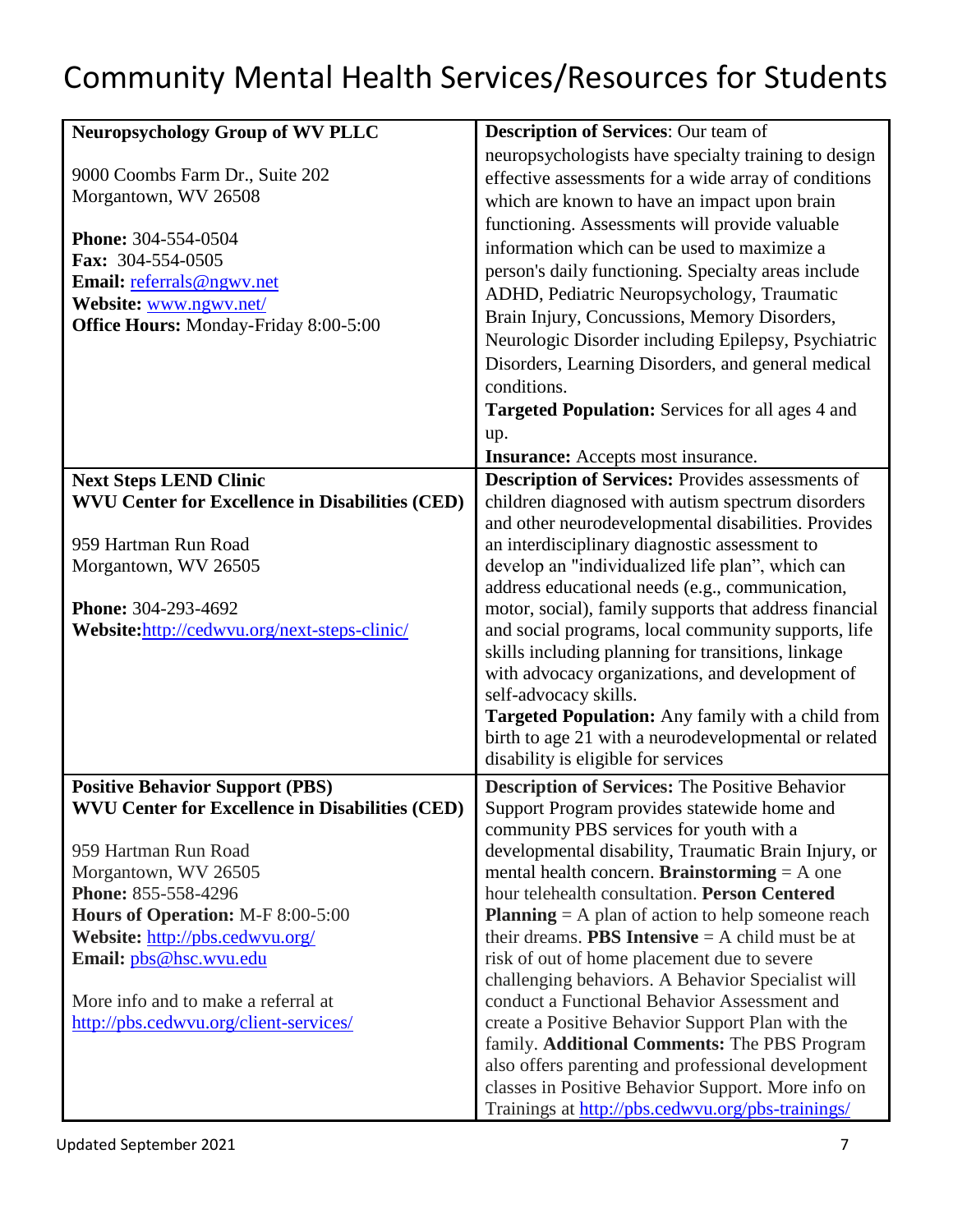# Community Mental Health Services/Resources for Students

| | |
|---|---|
| **Neuropsychology Group of WV PLLC**<br><br>9000 Coombs Farm Dr., Suite 202<br>Morgantown, WV 26508<br><br>**Phone:** 304-554-0504<br>**Fax:** 304-554-0505<br>**Email:** referrals@ngwv.net<br>**Website:** www.ngwv.net/<br>**Office Hours:** Monday-Friday 8:00-5:00 | **Description of Services**: Our team of neuropsychologists have specialty training to design effective assessments for a wide array of conditions which are known to have an impact upon brain functioning. Assessments will provide valuable information which can be used to maximize a person's daily functioning. Specialty areas include ADHD, Pediatric Neuropsychology, Traumatic Brain Injury, Concussions, Memory Disorders, Neurologic Disorder including Epilepsy, Psychiatric Disorders, Learning Disorders, and general medical conditions.<br>**Targeted Population:** Services for all ages 4 and up.<br>**Insurance:** Accepts most insurance. |
| **Next Steps LEND Clinic**<br>**WVU Center for Excellence in Disabilities (CED)**<br><br>959 Hartman Run Road<br>Morgantown, WV 26505<br><br>**Phone:** 304-293-4692<br>**Website:**http://cedwvu.org/next-steps-clinic/ | **Description of Services:** Provides assessments of children diagnosed with autism spectrum disorders and other neurodevelopmental disabilities. Provides an interdisciplinary diagnostic assessment to develop an "individualized life plan", which can address educational needs (e.g., communication, motor, social), family supports that address financial and social programs, local community supports, life skills including planning for transitions, linkage with advocacy organizations, and development of self-advocacy skills.<br>**Targeted Population:** Any family with a child from birth to age 21 with a neurodevelopmental or related disability is eligible for services |
| **Positive Behavior Support (PBS)**<br>**WVU Center for Excellence in Disabilities (CED)**<br><br>959 Hartman Run Road<br>Morgantown, WV 26505<br>**Phone:** 855-558-4296<br>**Hours of Operation:** M-F 8:00-5:00<br>**Website:** http://pbs.cedwvu.org/<br>**Email:** pbs@hsc.wvu.edu<br><br>More info and to make a referral at http://pbs.cedwvu.org/client-services/ | **Description of Services:** The Positive Behavior Support Program provides statewide home and community PBS services for youth with a developmental disability, Traumatic Brain Injury, or mental health concern. **Brainstorming** = A one hour telehealth consultation. **Person Centered Planning** = A plan of action to help someone reach their dreams. **PBS Intensive** = A child must be at risk of out of home placement due to severe challenging behaviors. A Behavior Specialist will conduct a Functional Behavior Assessment and create a Positive Behavior Support Plan with the family. **Additional Comments:** The PBS Program also offers parenting and professional development classes in Positive Behavior Support. More info on Trainings at http://pbs.cedwvu.org/pbs-trainings/ |

Updated September 2021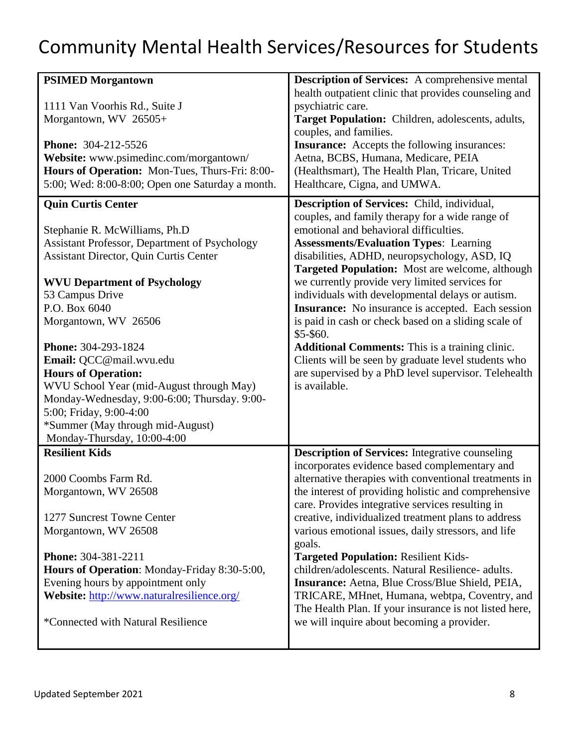# Community Mental Health Services/Resources for Students

| | |
|---|---|
| **PSIMED Morgantown**<br><br>1111 Van Voorhis Rd., Suite J<br>Morgantown, WV 26505+<br><br>**Phone:** 304-212-5526<br>**Website:** www.psimedinc.com/morgantown/<br>**Hours of Operation:** Mon-Tues, Thurs-Fri: 8:00-5:00; Wed: 8:00-8:00; Open one Saturday a month. | **Description of Services:** A comprehensive mental health outpatient clinic that provides counseling and psychiatric care.<br>**Target Population:** Children, adolescents, adults, couples, and families.<br>**Insurance:** Accepts the following insurances: Aetna, BCBS, Humana, Medicare, PEIA (Healthsmart), The Health Plan, Tricare, United Healthcare, Cigna, and UMWA. |
| **Quin Curtis Center**<br><br>Stephanie R. McWilliams, Ph.D<br>Assistant Professor, Department of Psychology<br>Assistant Director, Quin Curtis Center<br><br>**WVU Department of Psychology**<br>53 Campus Drive<br>P.O. Box 6040<br>Morgantown, WV 26506<br><br>**Phone:** 304-293-1824<br>**Email:** QCC@mail.wvu.edu<br>**Hours of Operation:**<br>WVU School Year (mid-August through May)<br>Monday-Wednesday, 9:00-6:00; Thursday. 9:00-5:00; Friday, 9:00-4:00<br>*Summer (May through mid-August)<br>Monday-Thursday, 10:00-4:00 | **Description of Services:** Child, individual, couples, and family therapy for a wide range of emotional and behavioral difficulties.<br>**Assessments/Evaluation Types**: Learning disabilities, ADHD, neuropsychology, ASD, IQ<br>**Targeted Population:** Most are welcome, although we currently provide very limited services for individuals with developmental delays or autism.<br>**Insurance:** No insurance is accepted. Each session is paid in cash or check based on a sliding scale of $5-$60.<br>**Additional Comments:** This is a training clinic. Clients will be seen by graduate level students who are supervised by a PhD level supervisor. Telehealth is available. |
| **Resilient Kids**<br><br>2000 Coombs Farm Rd.<br>Morgantown, WV 26508<br><br>1277 Suncrest Towne Center<br>Morgantown, WV 26508<br><br>**Phone:** 304-381-2211<br>**Hours of Operation**: Monday-Friday 8:30-5:00, Evening hours by appointment only<br>**Website:** http://www.naturalresilience.org/<br><br>*Connected with Natural Resilience | **Description of Services:** Integrative counseling incorporates evidence based complementary and alternative therapies with conventional treatments in the interest of providing holistic and comprehensive care. Provides integrative services resulting in creative, individualized treatment plans to address various emotional issues, daily stressors, and life goals.<br>**Targeted Population:** Resilient Kids- children/adolescents. Natural Resilience- adults.<br>**Insurance:** Aetna, Blue Cross/Blue Shield, PEIA, TRICARE, MHnet, Humana, webtpa, Coventry, and The Health Plan. If your insurance is not listed here, we will inquire about becoming a provider. |

Updated September 2021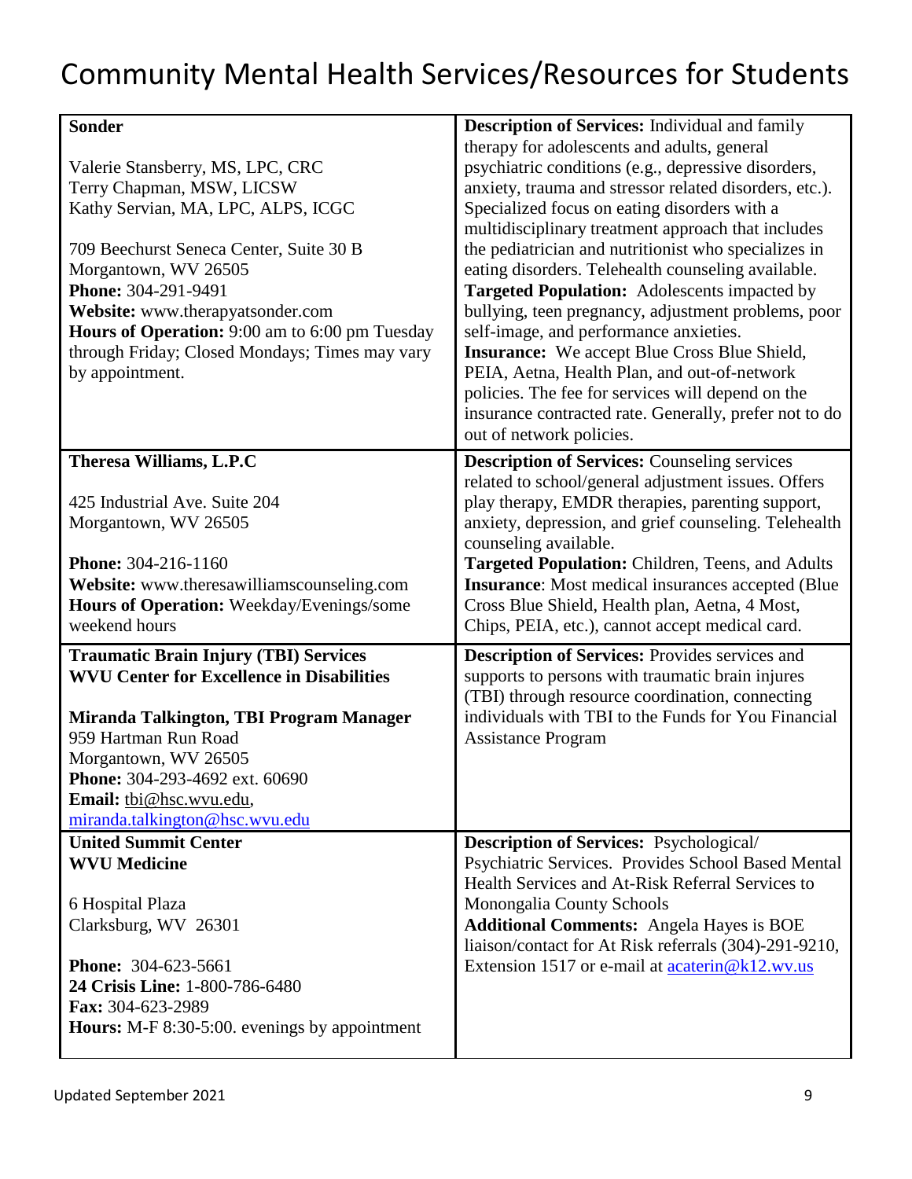# Community Mental Health Services/Resources for Students

| | |
|---|---|
| **Sonder**<br><br>Valerie Stansberry, MS, LPC, CRC<br>Terry Chapman, MSW, LICSW<br>Kathy Servian, MA, LPC, ALPS, ICGC<br><br>709 Beechurst Seneca Center, Suite 30 B<br>Morgantown, WV 26505<br>**Phone:** 304-291-9491<br>**Website:** www.therapyatsonder.com<br>**Hours of Operation:** 9:00 am to 6:00 pm Tuesday through Friday; Closed Mondays; Times may vary by appointment. | **Description of Services:** Individual and family therapy for adolescents and adults, general psychiatric conditions (e.g., depressive disorders, anxiety, trauma and stressor related disorders, etc.). Specialized focus on eating disorders with a multidisciplinary treatment approach that includes the pediatrician and nutritionist who specializes in eating disorders. Telehealth counseling available.<br>**Targeted Population:** Adolescents impacted by bullying, teen pregnancy, adjustment problems, poor self-image, and performance anxieties.<br>**Insurance:** We accept Blue Cross Blue Shield, PEIA, Aetna, Health Plan, and out-of-network policies. The fee for services will depend on the insurance contracted rate. Generally, prefer not to do out of network policies. |
| **Theresa Williams, L.P.C**<br><br>425 Industrial Ave. Suite 204<br>Morgantown, WV 26505<br><br>**Phone:** 304-216-1160<br>**Website:** www.theresawilliamscounseling.com<br>**Hours of Operation:** Weekday/Evenings/some weekend hours | **Description of Services:** Counseling services related to school/general adjustment issues. Offers play therapy, EMDR therapies, parenting support, anxiety, depression, and grief counseling. Telehealth counseling available.<br>**Targeted Population:** Children, Teens, and Adults<br>**Insurance**: Most medical insurances accepted (Blue Cross Blue Shield, Health plan, Aetna, 4 Most, Chips, PEIA, etc.), cannot accept medical card. |
| **Traumatic Brain Injury (TBI) Services**<br>**WVU Center for Excellence in Disabilities**<br><br>**Miranda Talkington, TBI Program Manager**<br>959 Hartman Run Road<br>Morgantown, WV 26505<br>**Phone:** 304-293-4692 ext. 60690<br>**Email:** tbi@hsc.wvu.edu, miranda.talkington@hsc.wvu.edu | **Description of Services:** Provides services and supports to persons with traumatic brain injures (TBI) through resource coordination, connecting individuals with TBI to the Funds for You Financial Assistance Program |
| **United Summit Center**<br>**WVU Medicine**<br><br>6 Hospital Plaza<br>Clarksburg, WV 26301<br><br>**Phone:** 304-623-5661<br>**24 Crisis Line:** 1-800-786-6480<br>**Fax:** 304-623-2989<br>**Hours:** M-F 8:30-5:00. evenings by appointment | **Description of Services:** Psychological/ Psychiatric Services. Provides School Based Mental Health Services and At-Risk Referral Services to Monongalia County Schools<br>**Additional Comments:** Angela Hayes is BOE liaison/contact for At Risk referrals (304)-291-9210, Extension 1517 or e-mail at acaterin@k12.wv.us |

Updated September 2021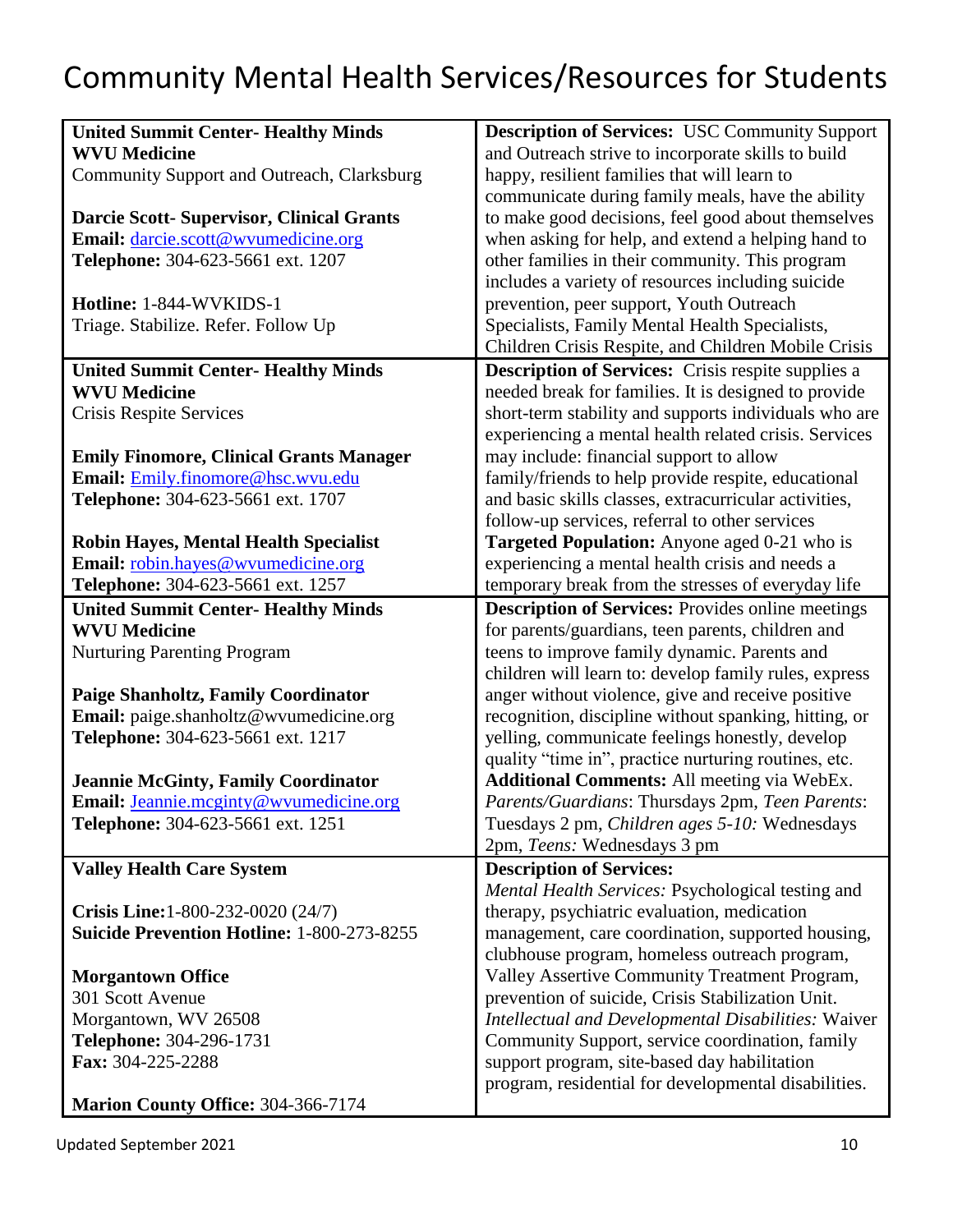# Community Mental Health Services/Resources for Students

| | |
|---|---|
| **United Summit Center- Healthy Minds**<br>**WVU Medicine**<br>Community Support and Outreach, Clarksburg<br><br>**Darcie Scott- Supervisor, Clinical Grants**<br>**Email:** darcie.scott@wvumedicine.org<br>**Telephone:** 304-623-5661 ext. 1207<br><br>**Hotline:** 1-844-WVKIDS-1<br>Triage. Stabilize. Refer. Follow Up | **Description of Services:** USC Community Support and Outreach strive to incorporate skills to build happy, resilient families that will learn to communicate during family meals, have the ability to make good decisions, feel good about themselves when asking for help, and extend a helping hand to other families in their community. This program includes a variety of resources including suicide prevention, peer support, Youth Outreach Specialists, Family Mental Health Specialists, Children Crisis Respite, and Children Mobile Crisis |
| **United Summit Center- Healthy Minds**<br>**WVU Medicine**<br>Crisis Respite Services<br><br>**Emily Finomore, Clinical Grants Manager**<br>**Email:** Emily.finomore@hsc.wvu.edu<br>**Telephone:** 304-623-5661 ext. 1707<br><br>**Robin Hayes, Mental Health Specialist**<br>**Email:** robin.hayes@wvumedicine.org<br>**Telephone:** 304-623-5661 ext. 1257 | **Description of Services:** Crisis respite supplies a needed break for families. It is designed to provide short-term stability and supports individuals who are experiencing a mental health related crisis. Services may include: financial support to allow family/friends to help provide respite, educational and basic skills classes, extracurricular activities, follow-up services, referral to other services<br>**Targeted Population:** Anyone aged 0-21 who is experiencing a mental health crisis and needs a temporary break from the stresses of everyday life |
| **United Summit Center- Healthy Minds**<br>**WVU Medicine**<br>Nurturing Parenting Program<br><br>**Paige Shanholtz, Family Coordinator**<br>**Email:** paige.shanholtz@wvumedicine.org<br>**Telephone:** 304-623-5661 ext. 1217<br><br>**Jeannie McGinty, Family Coordinator**<br>**Email:** Jeannie.mcginty@wvumedicine.org<br>**Telephone:** 304-623-5661 ext. 1251 | **Description of Services:** Provides online meetings for parents/guardians, teen parents, children and teens to improve family dynamic. Parents and children will learn to: develop family rules, express anger without violence, give and receive positive recognition, discipline without spanking, hitting, or yelling, communicate feelings honestly, develop quality "time in", practice nurturing routines, etc.<br>**Additional Comments:** All meeting via WebEx. *Parents/Guardians*: Thursdays 2pm, *Teen Parents*: Tuesdays 2 pm, *Children ages 5-10:* Wednesdays 2pm, *Teens:* Wednesdays 3 pm |
| **Valley Health Care System**<br><br>**Crisis Line:**1-800-232-0020 (24/7)<br>**Suicide Prevention Hotline:** 1-800-273-8255<br><br>**Morgantown Office**<br>301 Scott Avenue<br>Morgantown, WV 26508<br>**Telephone:** 304-296-1731<br>**Fax:** 304-225-2288<br><br>**Marion County Office:** 304-366-7174 | **Description of Services:**<br>*Mental Health Services:* Psychological testing and therapy, psychiatric evaluation, medication management, care coordination, supported housing, clubhouse program, homeless outreach program, Valley Assertive Community Treatment Program, prevention of suicide, Crisis Stabilization Unit.<br>*Intellectual and Developmental Disabilities:* Waiver Community Support, service coordination, family support program, site-based day habilitation program, residential for developmental disabilities. |

Updated September 2021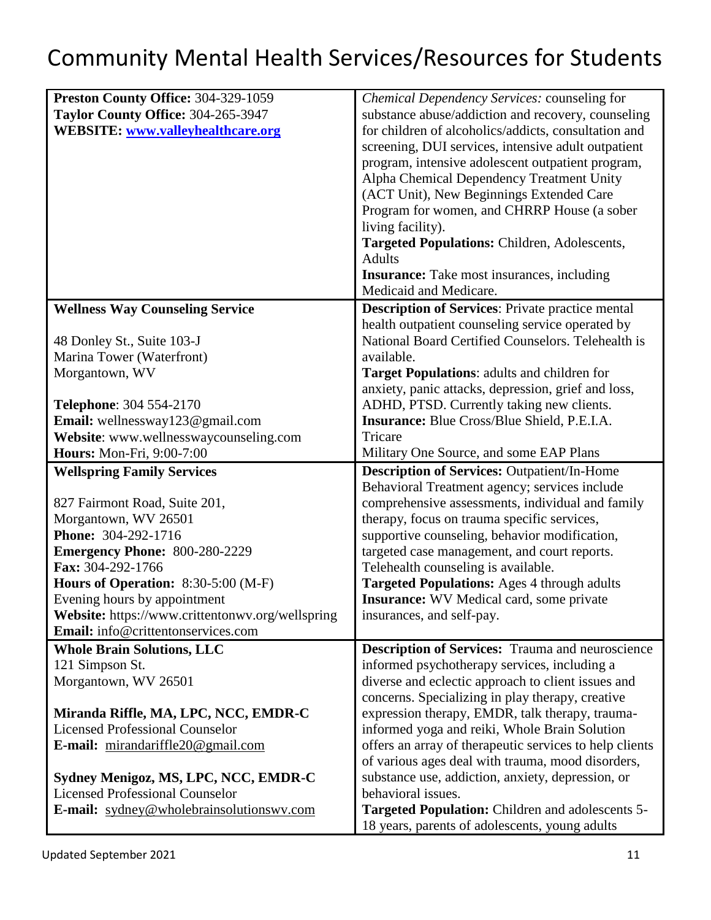# Community Mental Health Services/Resources for Students

| | |
|---|---|
| **Preston County Office:** 304-329-1059<br>**Taylor County Office:** 304-265-3947<br>**WEBSITE:** [www.valleyhealthcare.org](http://www.valleyhealthcare.org) | *Chemical Dependency Services:* counseling for substance abuse/addiction and recovery, counseling for children of alcoholics/addicts, consultation and screening, DUI services, intensive adult outpatient program, intensive adolescent outpatient program, Alpha Chemical Dependency Treatment Unity (ACT Unit), New Beginnings Extended Care Program for women, and CHRRP House (a sober living facility).<br>**Targeted Populations:** Children, Adolescents, Adults<br>**Insurance:** Take most insurances, including Medicaid and Medicare. |
| **Wellness Way Counseling Service**<br><br>48 Donley St., Suite 103-J<br>Marina Tower (Waterfront)<br>Morgantown, WV<br><br>**Telephone**: 304 554-2170<br>**Email:** wellnessway123@gmail.com<br>**Website**: www.wellnesswaycounseling.com<br>**Hours:** Mon-Fri, 9:00-7:00 | **Description of Services**: Private practice mental health outpatient counseling service operated by National Board Certified Counselors. Telehealth is available.<br>**Target Populations**: adults and children for anxiety, panic attacks, depression, grief and loss, ADHD, PTSD. Currently taking new clients.<br>**Insurance:** Blue Cross/Blue Shield, P.E.I.A. Tricare<br>Military One Source, and some EAP Plans |
| **Wellspring Family Services**<br><br>827 Fairmont Road, Suite 201,<br>Morgantown, WV 26501<br>**Phone:** 304-292-1716<br>**Emergency Phone:** 800-280-2229<br>**Fax:** 304-292-1766<br>**Hours of Operation:** 8:30-5:00 (M-F)<br>Evening hours by appointment<br>**Website:** https://www.crittentonwv.org/wellspring<br>**Email:** info@crittontonservices.com | **Description of Services:** Outpatient/In-Home Behavioral Treatment agency; services include comprehensive assessments, individual and family therapy, focus on trauma specific services, supportive counseling, behavior modification, targeted case management, and court reports. Telehealth counseling is available.<br>**Targeted Populations:** Ages 4 through adults<br>**Insurance:** WV Medical card, some private insurances, and self-pay. |
| **Whole Brain Solutions, LLC**<br>121 Simpson St.<br>Morgantown, WV 26501<br><br>**Miranda Riffle, MA, LPC, NCC, EMDR-C**<br>Licensed Professional Counselor<br>**E-mail:** mirandariffle20@gmail.com<br><br>**Sydney Menigoz, MS, LPC, NCC, EMDR-C**<br>Licensed Professional Counselor<br>**E-mail:** sydney@wholebrainsolutionswv.com | **Description of Services:** Trauma and neuroscience informed psychotherapy services, including a diverse and eclectic approach to client issues and concerns. Specializing in play therapy, creative expression therapy, EMDR, talk therapy, trauma-informed yoga and reiki, Whole Brain Solution offers an array of therapeutic services to help clients of various ages deal with trauma, mood disorders, substance use, addiction, anxiety, depression, or behavioral issues.<br>**Targeted Population:** Children and adolescents 5-18 years, parents of adolescents, young adults |

Updated September 2021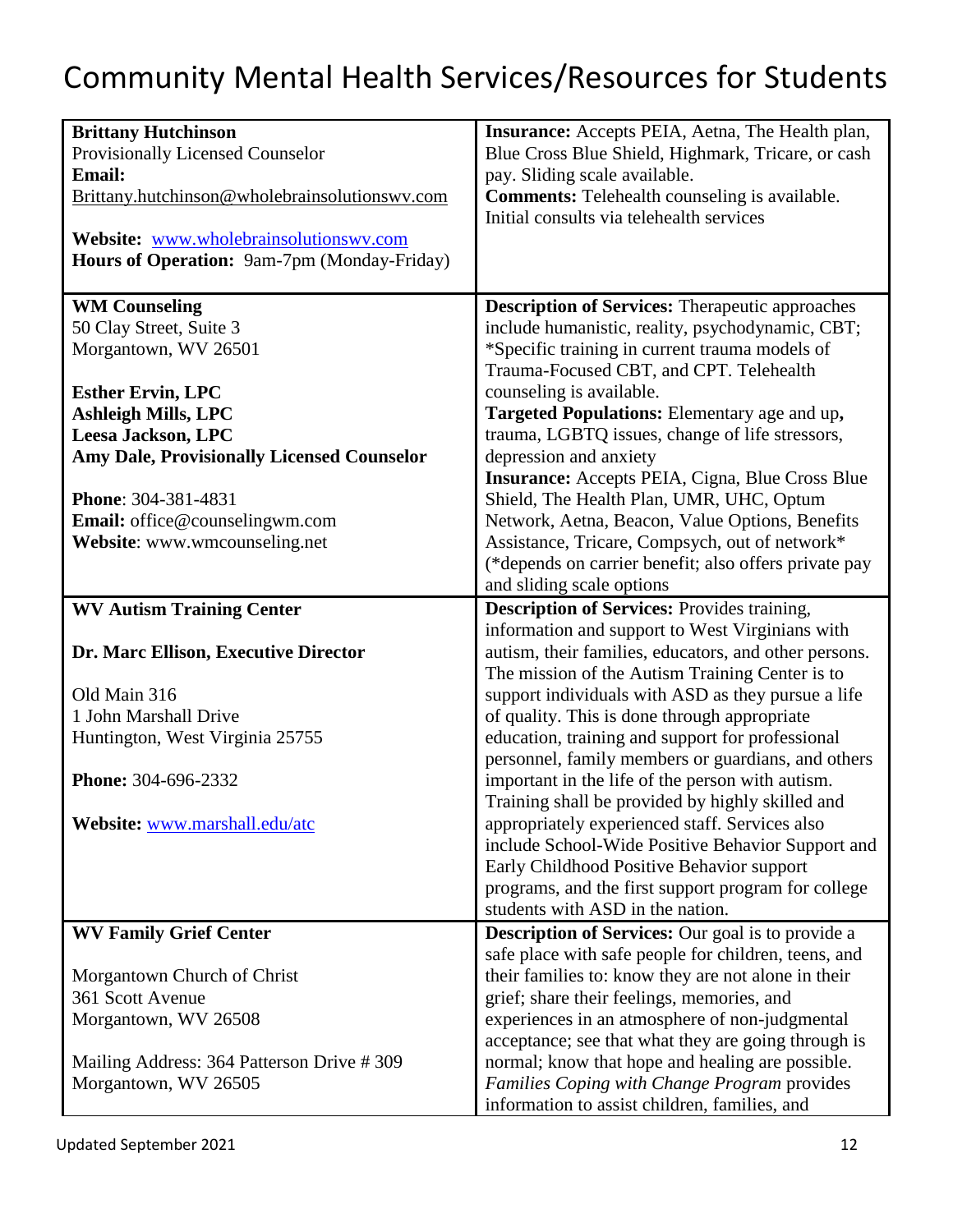# Community Mental Health Services/Resources for Students

| | |
|---|---|
| **Brittany Hutchinson**<br>Provisionally Licensed Counselor<br>**Email:**<br>Brittany.hutchinson@wholebrainsolutionswv.com<br><br>**Website:** www.wholebrainsolutionswv.com<br>**Hours of Operation:** 9am-7pm (Monday-Friday) | **Insurance:** Accepts PEIA, Aetna, The Health plan, Blue Cross Blue Shield, Highmark, Tricare, or cash pay. Sliding scale available.<br>**Comments:** Telehealth counseling is available. Initial consults via telehealth services |
| **WM Counseling**<br>50 Clay Street, Suite 3<br>Morgantown, WV 26501<br><br>**Esther Ervin, LPC**<br>**Ashleigh Mills, LPC**<br>**Leesa Jackson, LPC**<br>**Amy Dale, Provisionally Licensed Counselor**<br><br>**Phone**: 304-381-4831<br>**Email:** office@counselingwm.com<br>**Website**: www.wmcounseling.net | **Description of Services:** Therapeutic approaches include humanistic, reality, psychodynamic, CBT; *Specific training in current trauma models of Trauma-Focused CBT, and CPT. Telehealth counseling is available.<br>**Targeted Populations:** Elementary age and up**,** trauma, LGBTQ issues, change of life stressors, depression and anxiety<br>**Insurance:** Accepts PEIA, Cigna, Blue Cross Blue Shield, The Health Plan, UMR, UHC, Optum Network, Aetna, Beacon, Value Options, Benefits Assistance, Tricare, Compsych, out of network* (*depends on carrier benefit; also offers private pay and sliding scale options |
| **WV Autism Training Center**<br><br>**Dr. Marc Ellison, Executive Director**<br><br>Old Main 316<br>1 John Marshall Drive<br>Huntington, West Virginia 25755<br><br>**Phone:** 304-696-2332<br><br>**Website:** www.marshall.edu/atc | **Description of Services:** Provides training, information and support to West Virginians with autism, their families, educators, and other persons. The mission of the Autism Training Center is to support individuals with ASD as they pursue a life of quality. This is done through appropriate education, training and support for professional personnel, family members or guardians, and others important in the life of the person with autism. Training shall be provided by highly skilled and appropriately experienced staff. Services also include School-Wide Positive Behavior Support and Early Childhood Positive Behavior support programs, and the first support program for college students with ASD in the nation. |
| **WV Family Grief Center**<br><br>Morgantown Church of Christ<br>361 Scott Avenue<br>Morgantown, WV 26508<br><br>Mailing Address: 364 Patterson Drive # 309<br>Morgantown, WV 26505 | **Description of Services:** Our goal is to provide a safe place with safe people for children, teens, and their families to: know they are not alone in their grief; share their feelings, memories, and experiences in an atmosphere of non-judgmental acceptance; see that what they are going through is normal; know that hope and healing are possible. *Families Coping with Change Program* provides information to assist children, families, and |

Updated September 2021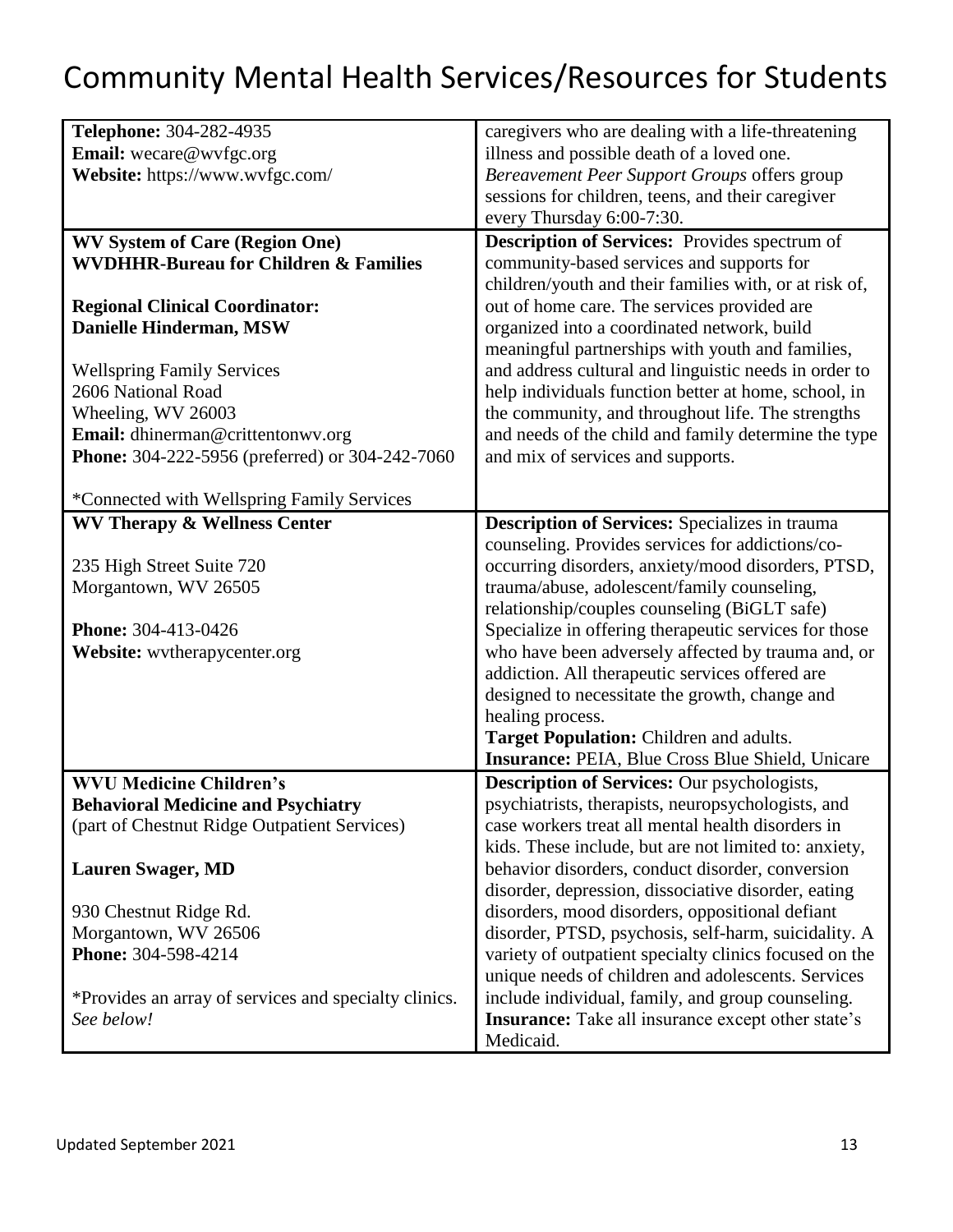# Community Mental Health Services/Resources for Students

| | |
|---|---|
| **Telephone:** 304-282-4935<br>**Email:** wecare@wvfgc.org<br>**Website:** https://www.wvfgc.com/ | caregivers who are dealing with a life-threatening illness and possible death of a loved one.<br>*Bereavement Peer Support Groups* offers group sessions for children, teens, and their caregiver every Thursday 6:00-7:30. |
| **WV System of Care (Region One)**<br>**WVDHHR-Bureau for Children & Families**<br><br>**Regional Clinical Coordinator:**<br>**Danielle Hinderman, MSW**<br><br>Wellspring Family Services<br>2606 National Road<br>Wheeling, WV 26003<br>**Email:** dhinerman@crittentonwv.org<br>**Phone:** 304-222-5956 (preferred) or 304-242-7060<br><br>*Connected with Wellspring Family Services | **Description of Services:** Provides spectrum of community-based services and supports for children/youth and their families with, or at risk of, out of home care. The services provided are organized into a coordinated network, build meaningful partnerships with youth and families, and address cultural and linguistic needs in order to help individuals function better at home, school, in the community, and throughout life. The strengths and needs of the child and family determine the type and mix of services and supports. |
| **WV Therapy & Wellness Center**<br><br>235 High Street Suite 720<br>Morgantown, WV 26505<br><br>**Phone:** 304-413-0426<br>**Website:** wvtherapycenter.org | **Description of Services:** Specializes in trauma counseling. Provides services for addictions/co-occurring disorders, anxiety/mood disorders, PTSD, trauma/abuse, adolescent/family counseling, relationship/couples counseling (BiGLT safe) Specialize in offering therapeutic services for those who have been adversely affected by trauma and, or addiction. All therapeutic services offered are designed to necessitate the growth, change and healing process.<br>**Target Population:** Children and adults.<br>**Insurance:** PEIA, Blue Cross Blue Shield, Unicare |
| **WVU Medicine Children's**<br>**Behavioral Medicine and Psychiatry**<br>(part of Chestnut Ridge Outpatient Services)<br><br>**Lauren Swager, MD**<br><br>930 Chestnut Ridge Rd.<br>Morgantown, WV 26506<br>**Phone:** 304-598-4214<br><br>*Provides an array of services and specialty clinics. *See below!* | **Description of Services:** Our psychologists, psychiatrists, therapists, neuropsychologists, and case workers treat all mental health disorders in kids. These include, but are not limited to: anxiety, behavior disorders, conduct disorder, conversion disorder, depression, dissociative disorder, eating disorders, mood disorders, oppositional defiant disorder, PTSD, psychosis, self-harm, suicidality. A variety of outpatient specialty clinics focused on the unique needs of children and adolescents. Services include individual, family, and group counseling.<br>**Insurance:** Take all insurance except other state's Medicaid. |

Updated September 2021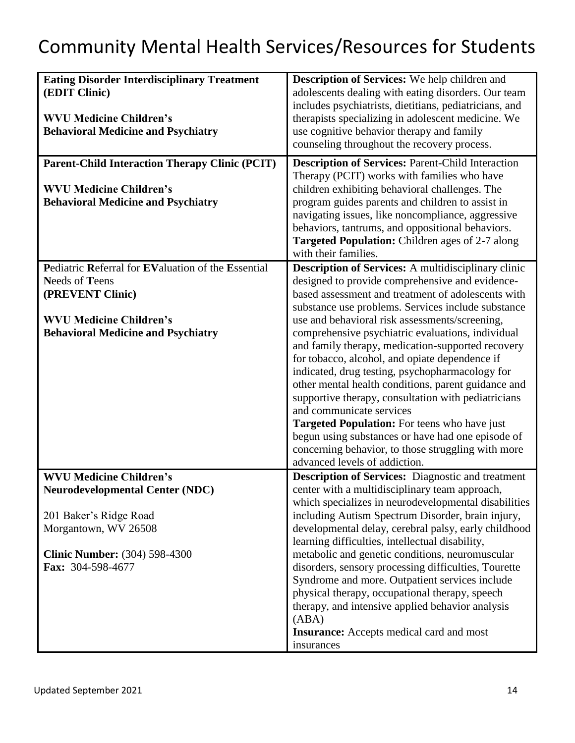# Community Mental Health Services/Resources for Students

| | |
|---|---|
| **Eating Disorder Interdisciplinary Treatment (EDIT Clinic)**<br><br>**WVU Medicine Children's Behavioral Medicine and Psychiatry** | **Description of Services:** We help children and adolescents dealing with eating disorders. Our team includes psychiatrists, dietitians, pediatricians, and therapists specializing in adolescent medicine. We use cognitive behavior therapy and family counseling throughout the recovery process. |
| **Parent-Child Interaction Therapy Clinic (PCIT)**<br><br>**WVU Medicine Children's Behavioral Medicine and Psychiatry** | **Description of Services:** Parent-Child Interaction Therapy (PCIT) works with families who have children exhibiting behavioral challenges. The program guides parents and children to assist in navigating issues, like noncompliance, aggressive behaviors, tantrums, and oppositional behaviors.<br>**Targeted Population:** Children ages of 2-7 along with their families. |
| **P**ediatric **R**eferral for **EV**aluation of the **E**ssential **N**eeds of **T**eens<br>**(PREVENT Clinic)**<br><br>**WVU Medicine Children's Behavioral Medicine and Psychiatry** | **Description of Services:** A multidisciplinary clinic designed to provide comprehensive and evidence-based assessment and treatment of adolescents with substance use problems. Services include substance use and behavioral risk assessments/screening, comprehensive psychiatric evaluations, individual and family therapy, medication-supported recovery for tobacco, alcohol, and opiate dependence if indicated, drug testing, psychopharmacology for other mental health conditions, parent guidance and supportive therapy, consultation with pediatricians and communicate services<br>**Targeted Population:** For teens who have just begun using substances or have had one episode of concerning behavior, to those struggling with more advanced levels of addiction. |
| **WVU Medicine Children's Neurodevelopmental Center (NDC)**<br><br>201 Baker's Ridge Road<br>Morgantown, WV 26508<br><br>**Clinic Number:** (304) 598-4300<br>**Fax:** 304-598-4677 | **Description of Services:** Diagnostic and treatment center with a multidisciplinary team approach, which specializes in neurodevelopmental disabilities including Autism Spectrum Disorder, brain injury, developmental delay, cerebral palsy, early childhood learning difficulties, intellectual disability, metabolic and genetic conditions, neuromuscular disorders, sensory processing difficulties, Tourette Syndrome and more. Outpatient services include physical therapy, occupational therapy, speech therapy, and intensive applied behavior analysis (ABA)<br>**Insurance:** Accepts medical card and most insurances |

Updated September 2021